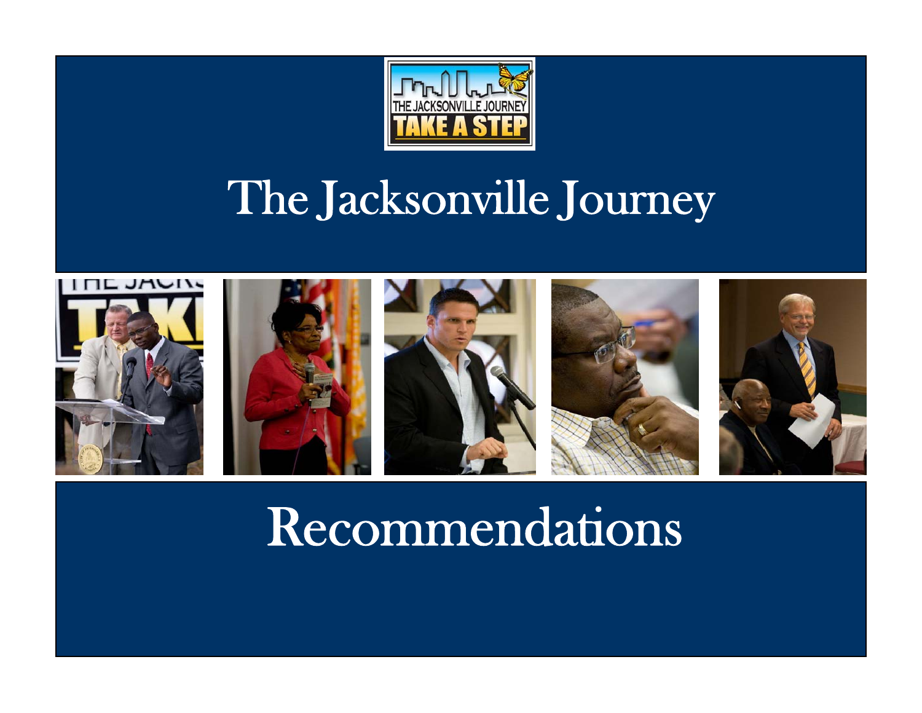THE JACKSONVILLE JOURNEY
TAKE A STEP

# The Jacksonville Journey

# Recommendations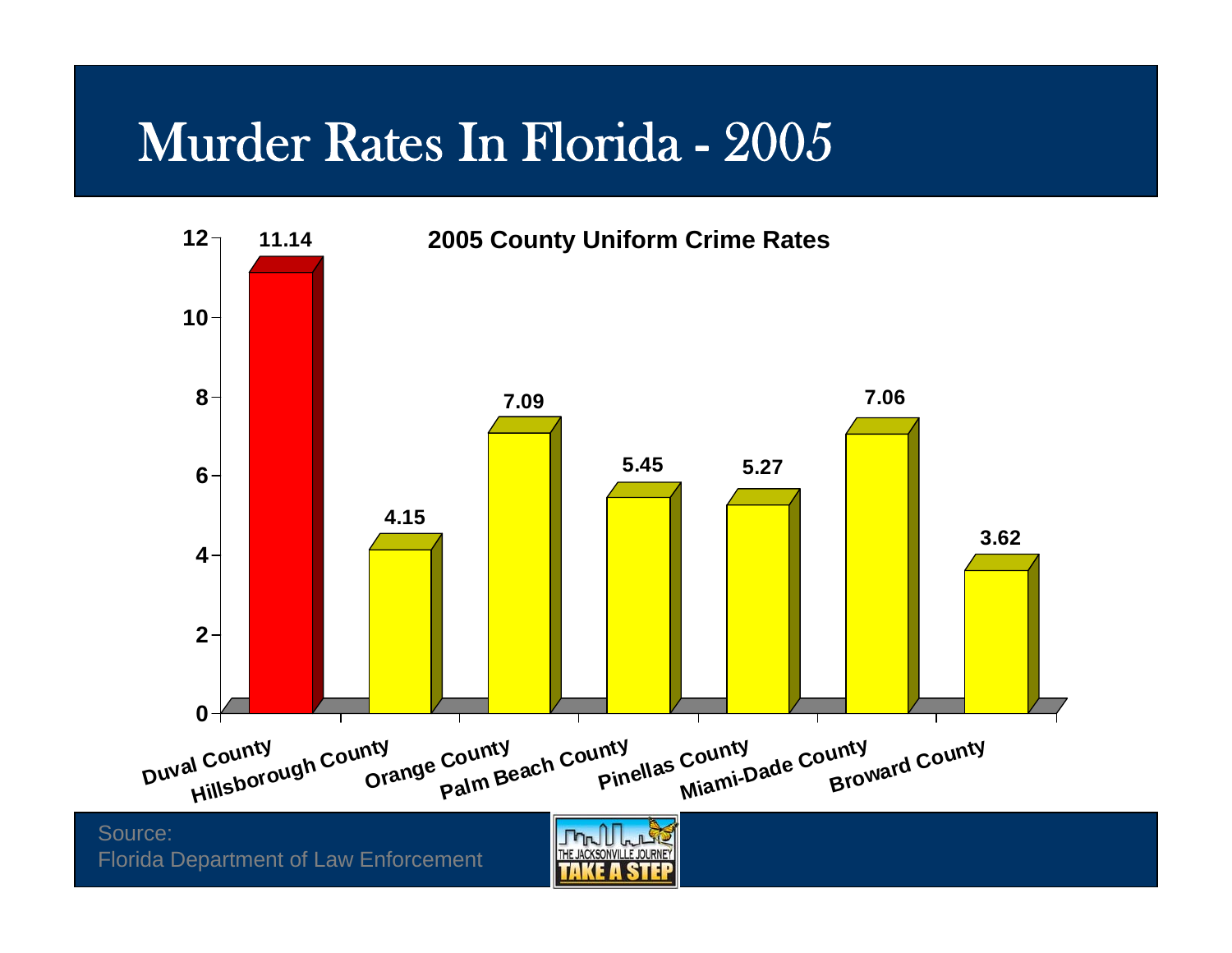# Murder Rates In Florida - 2005

**2005 County Uniform Crime Rates**

| County | Rate |
|---|---|
| Duval County | 11.14 |
| Hillsborough County | 4.15 |
| Orange County | 7.09 |
| Palm Beach County | 5.45 |
| Pinellas County | 5.27 |
| Miami-Dade County | 7.06 |
| Broward County | 3.62 |

Source:
Florida Department of Law Enforcement

THE JACKSONVILLE JOURNEY
TAKE A STEP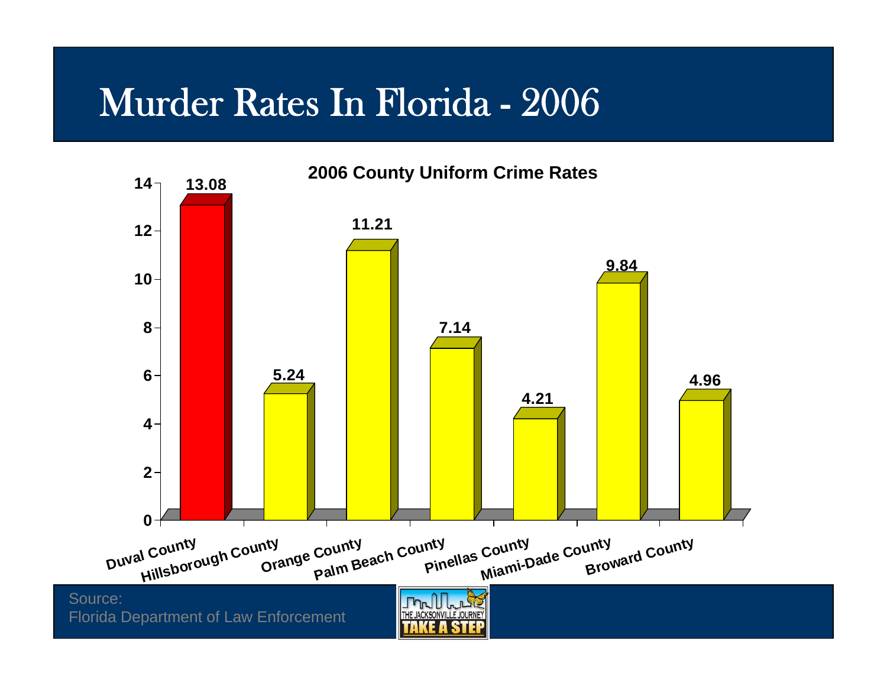# Murder Rates In Florida - 2006

**2006 County Uniform Crime Rates**

| County | Rate |
| --- | --- |
| Duval County | 13.08 |
| Hillsborough County | 5.24 |
| Orange County | 11.21 |
| Palm Beach County | 7.14 |
| Pinellas County | 4.21 |
| Miami-Dade County | 9.84 |
| Broward County | 4.96 |

Source:
Florida Department of Law Enforcement

THE JACKSONVILLE JOURNEY
TAKE A STEP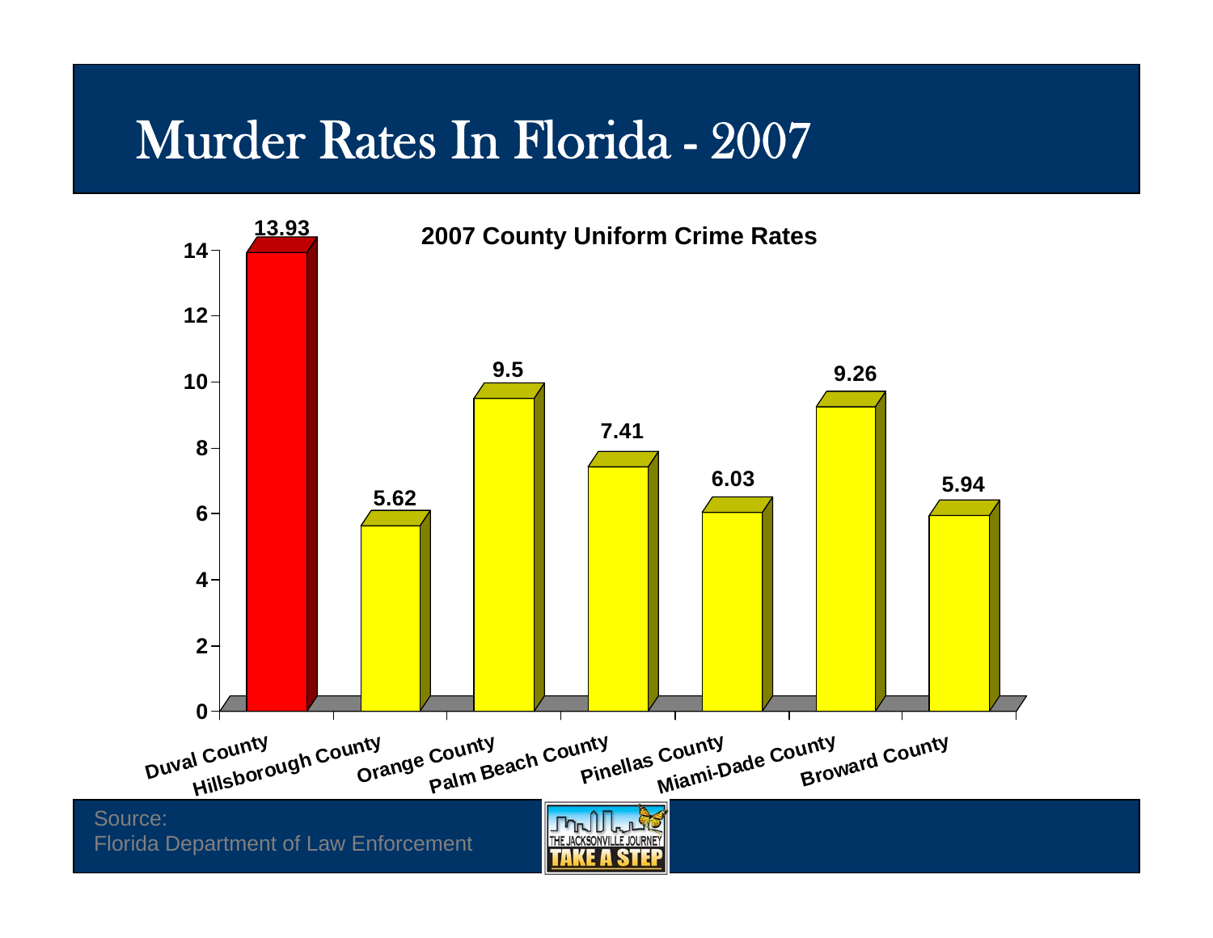# Murder Rates In Florida - 2007

**2007 County Uniform Crime Rates**

| County | Rate |
|---|---|
| Duval County | 13.93 |
| Hillsborough County | 5.62 |
| Orange County | 9.5 |
| Palm Beach County | 7.41 |
| Pinellas County | 6.03 |
| Miami-Dade County | 9.26 |
| Broward County | 5.94 |

Source:
Florida Department of Law Enforcement

THE JACKSONVILLE JOURNEY
TAKE A STEP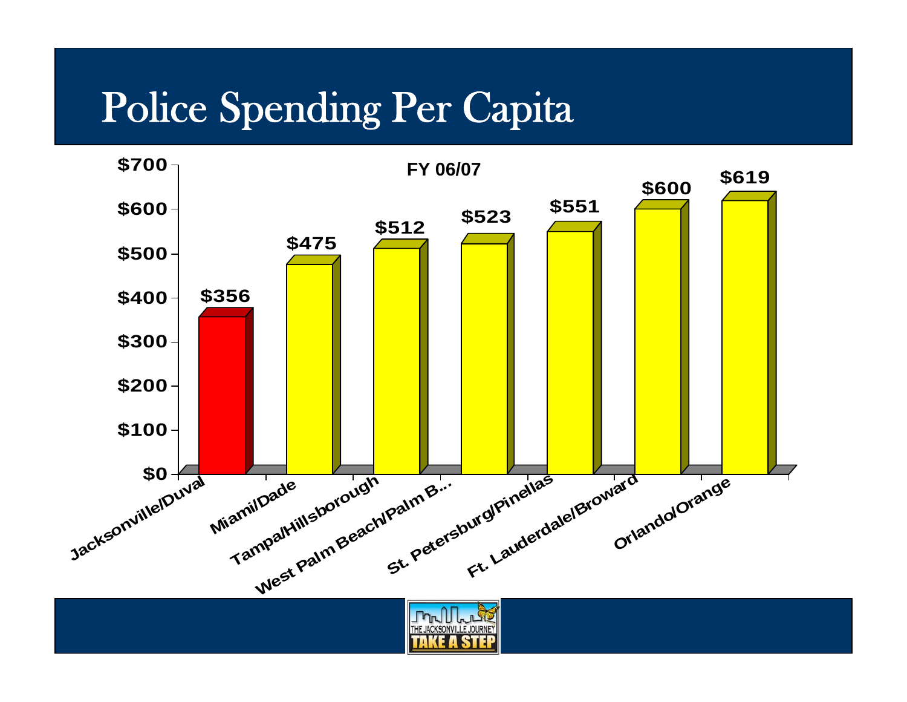# Police Spending Per Capita

**FY 06/07**

| Jurisdiction | Police Spending Per Capita |
|---|---|
| Jacksonville/Duval | $356 |
| Miami/Dade | $475 |
| Tampa/Hillsborough | $512 |
| West Palm Beach/Palm B... | $523 |
| St. Petersburg/Pinellas | $551 |
| Ft. Lauderdale/Broward | $600 |
| Orlando/Orange | $619 |

THE JACKSONVILLE JOURNEY TAKE A STEP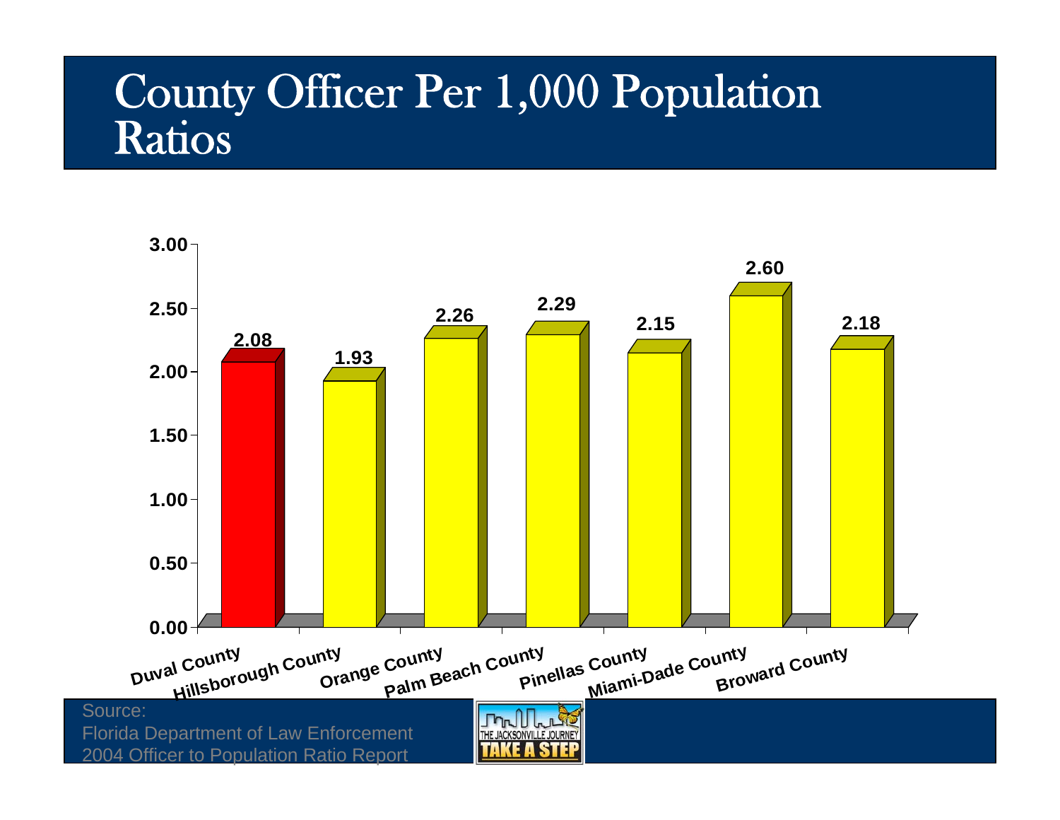# County Officer Per 1,000 Population Ratios

| County | Officers per 1,000 Population |
|---|---|
| Duval County | 2.08 |
| Hillsborough County | 1.93 |
| Orange County | 2.26 |
| Palm Beach County | 2.29 |
| Pinellas County | 2.15 |
| Miami-Dade County | 2.60 |
| Broward County | 2.18 |

Source:
Florida Department of Law Enforcement
2004 Officer to Population Ratio Report

THE JACKSONVILLE JOURNEY
TAKE A STEP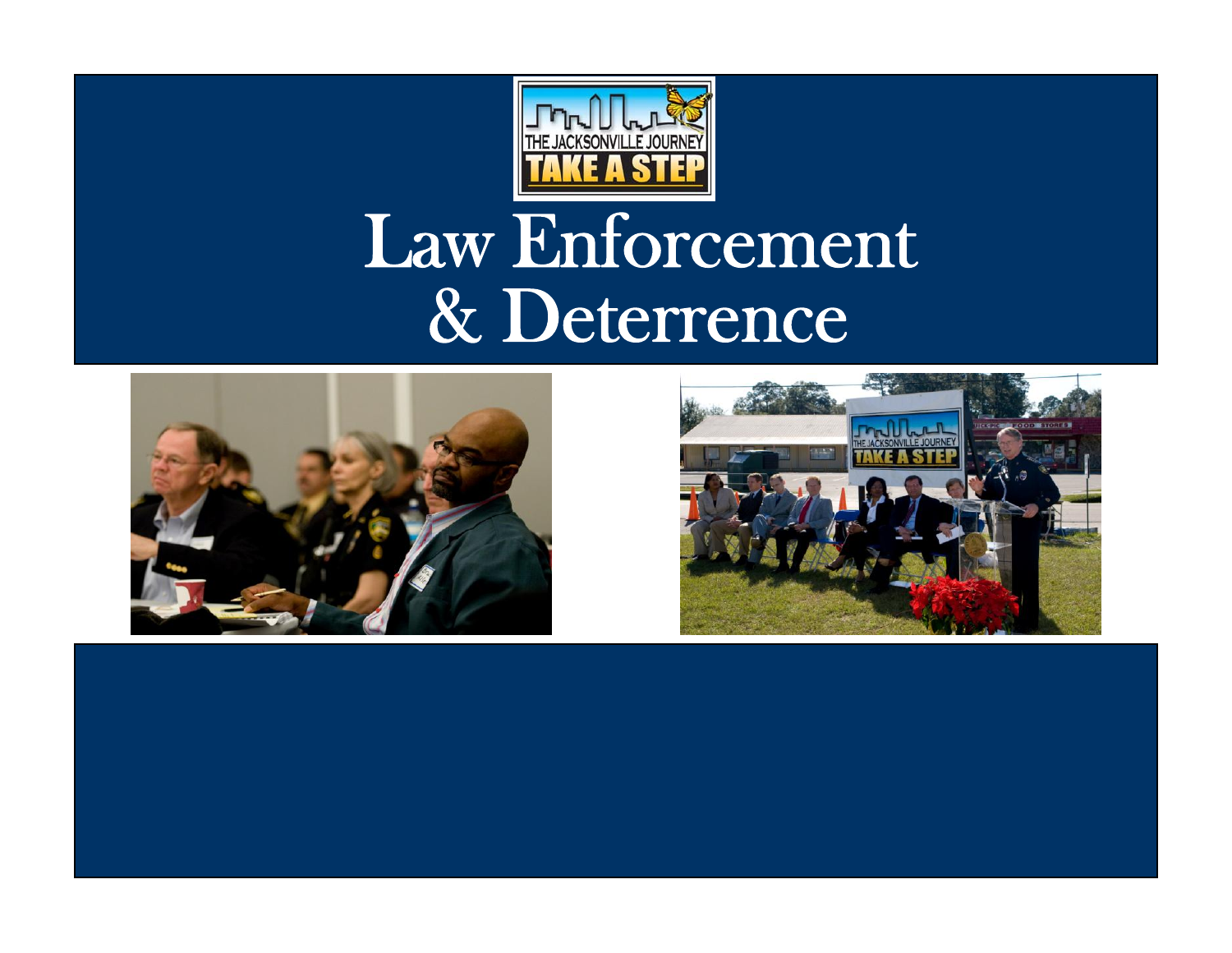# Law Enforcement & Deterrence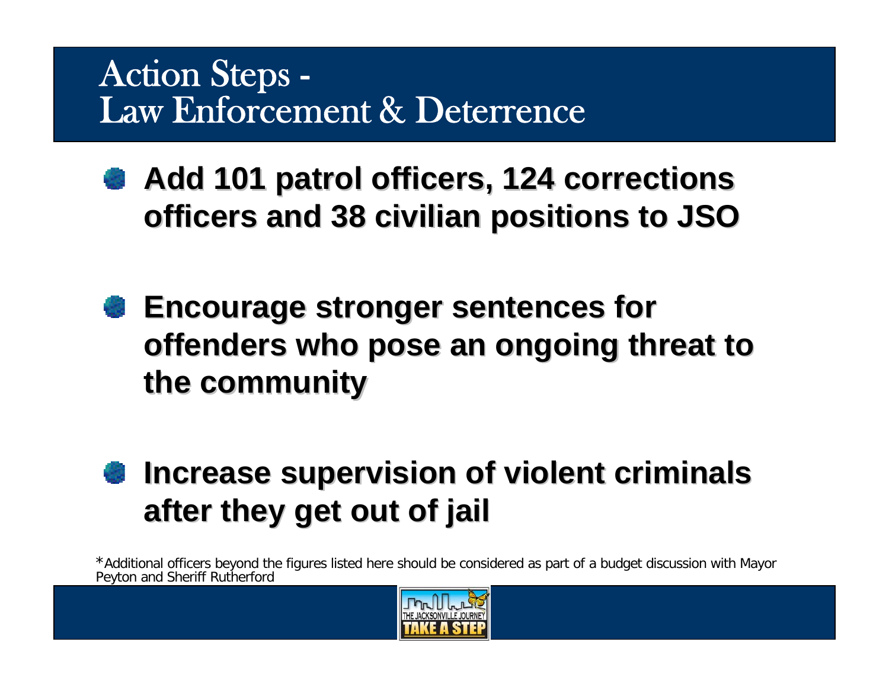# Action Steps - Law Enforcement & Deterrence

- **Add 101 patrol officers, 124 corrections officers and 38 civilian positions to JSO**

- **Encourage stronger sentences for offenders who pose an ongoing threat to the community**

- **Increase supervision of violent criminals after they get out of jail**

*Additional officers beyond the figures listed here should be considered as part of a budget discussion with Mayor Peyton and Sheriff Rutherford

THE JACKSONVILLE JOURNEY
TAKE A STEP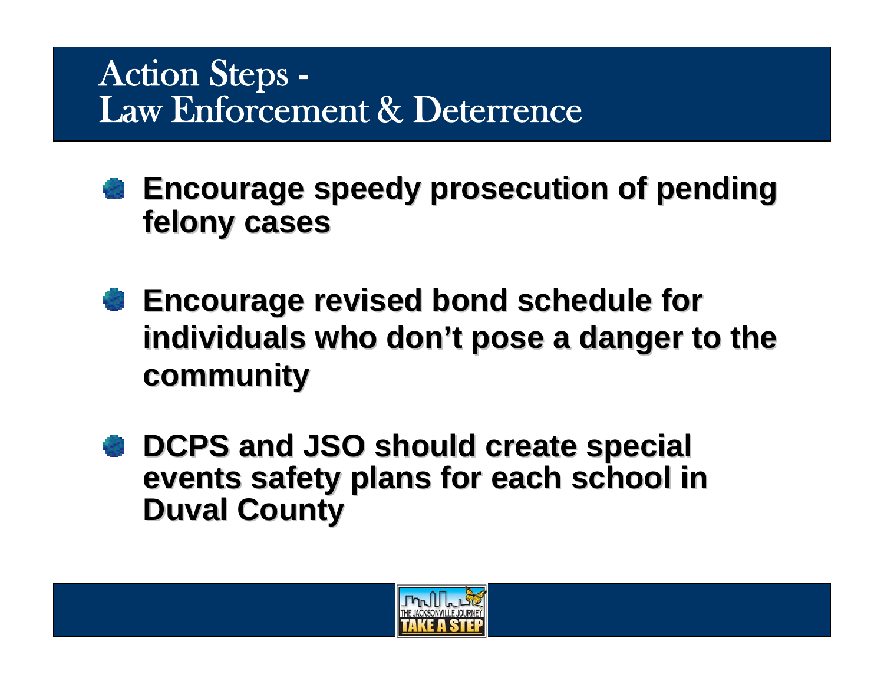# Action Steps - Law Enforcement & Deterrence

- **Encourage speedy prosecution of pending felony cases**
- **Encourage revised bond schedule for individuals who don't pose a danger to the community**
- **DCPS and JSO should create special events safety plans for each school in Duval County**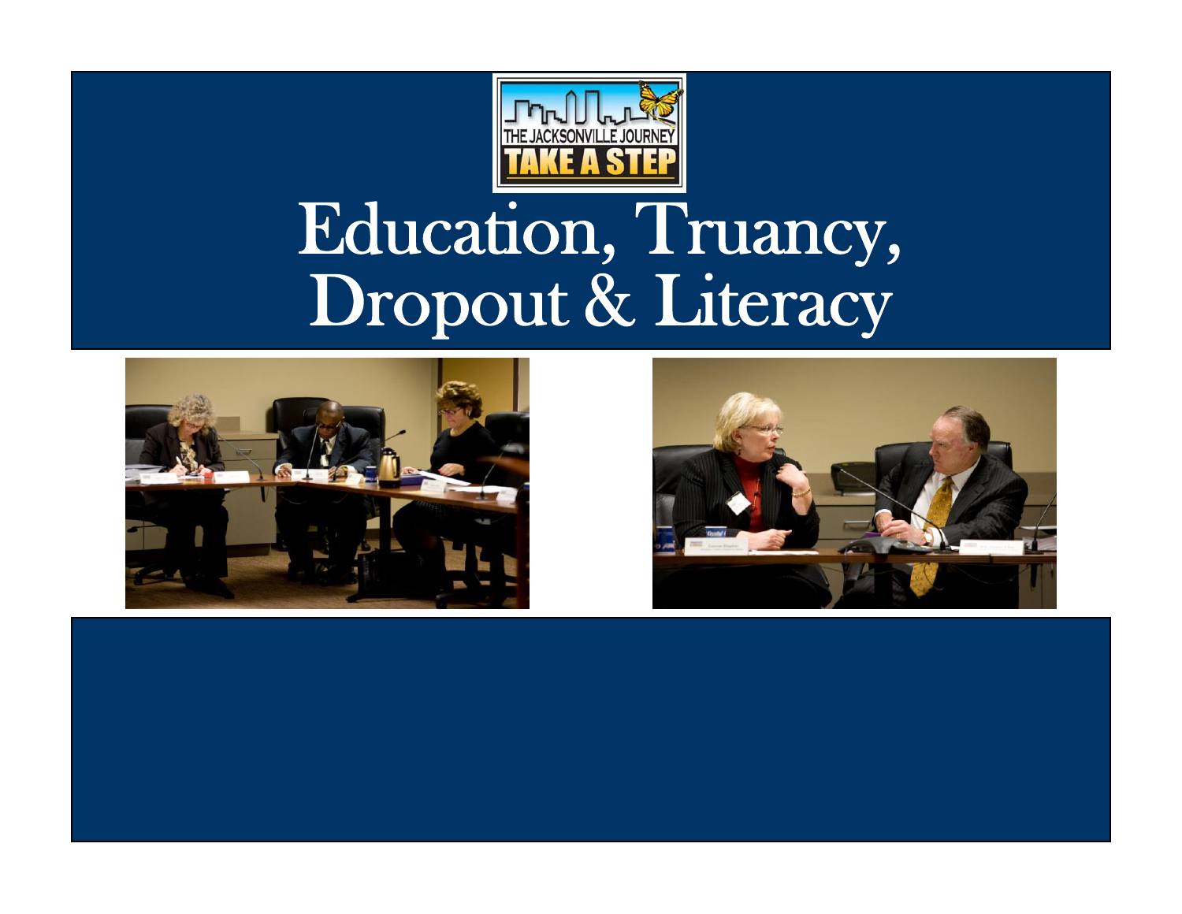# Education, Truancy, Dropout & Literacy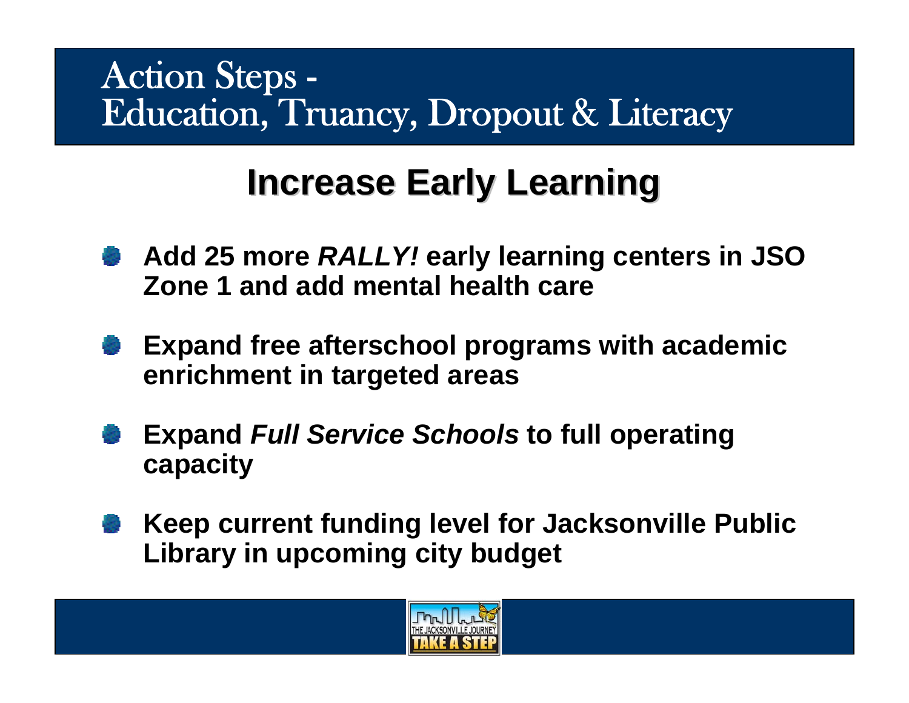# Action Steps - Education, Truancy, Dropout & Literacy

## Increase Early Learning

- **Add 25 more *RALLY!* early learning centers in JSO Zone 1 and add mental health care**
- **Expand free afterschool programs with academic enrichment in targeted areas**
- **Expand *Full Service Schools* to full operating capacity**
- **Keep current funding level for Jacksonville Public Library in upcoming city budget**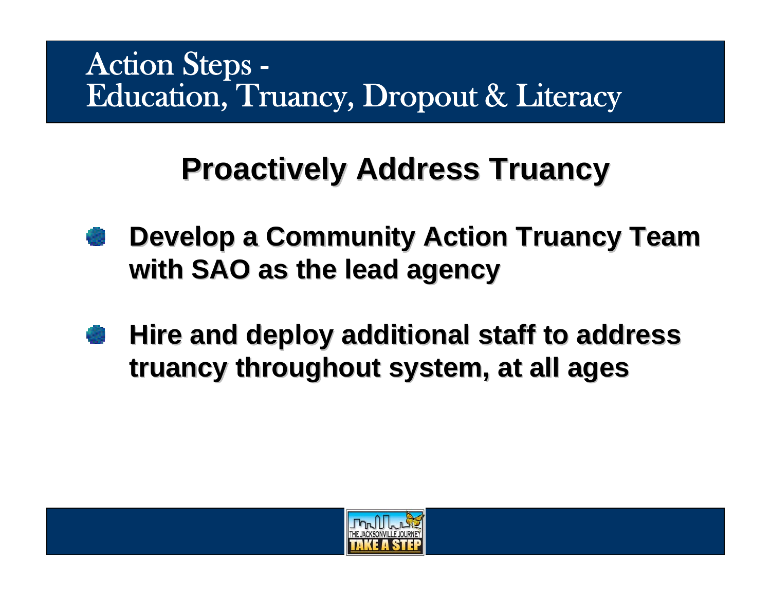# Action Steps - Education, Truancy, Dropout & Literacy

## Proactively Address Truancy

- **Develop a Community Action Truancy Team with SAO as the lead agency**
- **Hire and deploy additional staff to address truancy throughout system, at all ages**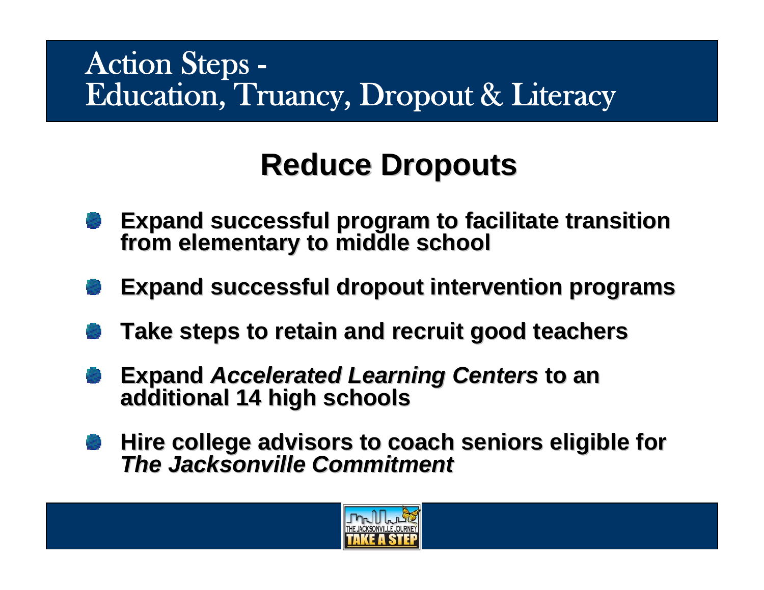# Action Steps - Education, Truancy, Dropout & Literacy

## Reduce Dropouts

- **Expand successful program to facilitate transition from elementary to middle school**
- **Expand successful dropout intervention programs**
- **Take steps to retain and recruit good teachers**
- **Expand *Accelerated Learning Centers* to an additional 14 high schools**
- **Hire college advisors to coach seniors eligible for *The Jacksonville Commitment***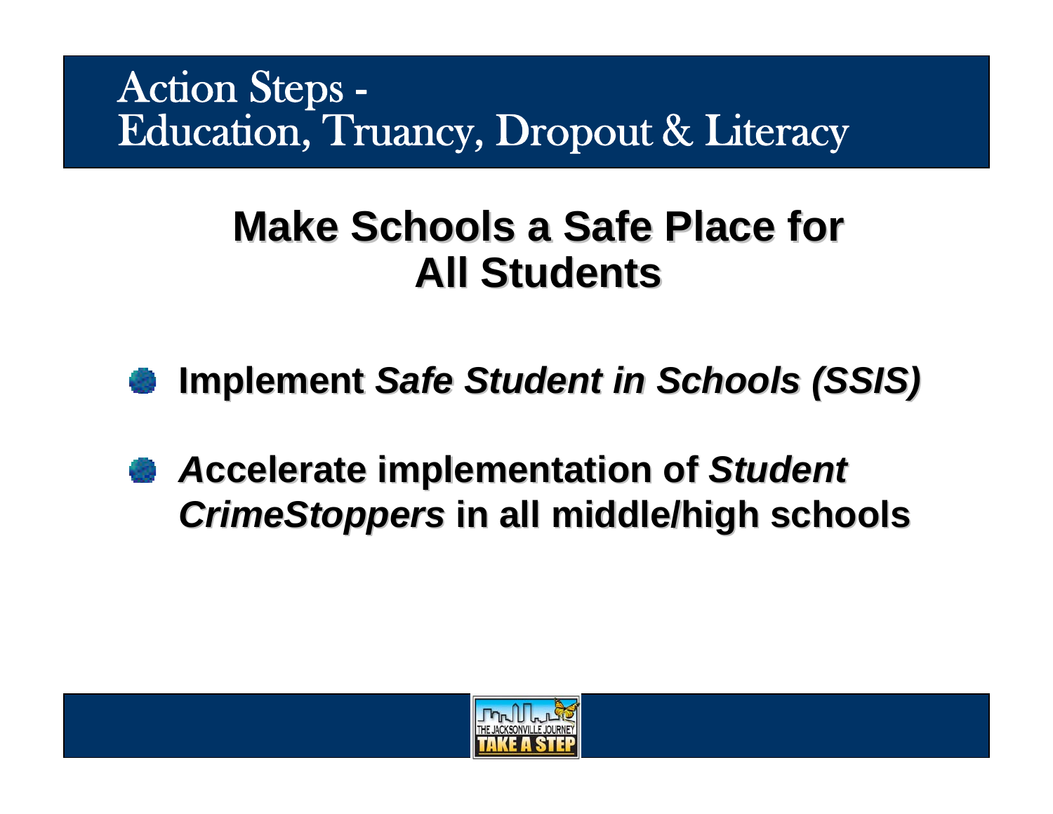# Action Steps - Education, Truancy, Dropout & Literacy

## Make Schools a Safe Place for All Students

- **Implement *Safe Student in Schools (SSIS)***
- ***A*ccelerate implementation of *Student CrimeStoppers* in all middle/high schools**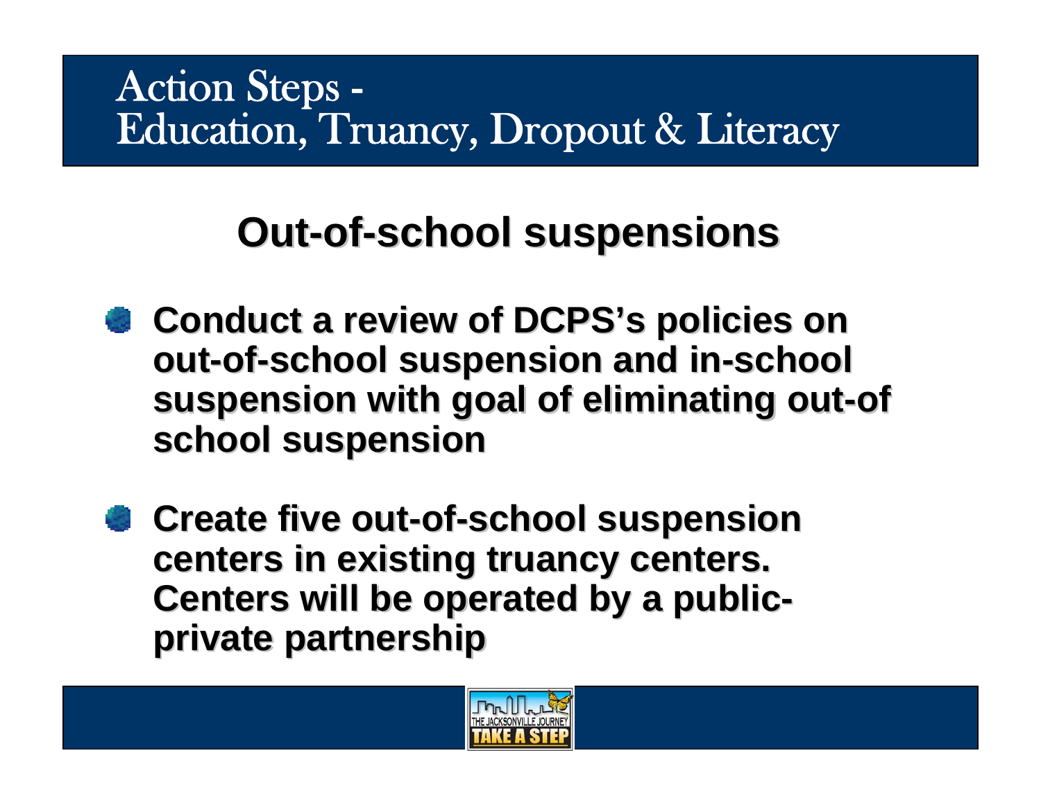# Action Steps - Education, Truancy, Dropout & Literacy

## Out-of-school suspensions

- **Conduct a review of DCPS's policies on out-of-school suspension and in-school suspension with goal of eliminating out-of school suspension**
- **Create five out-of-school suspension centers in existing truancy centers. Centers will be operated by a public-private partnership**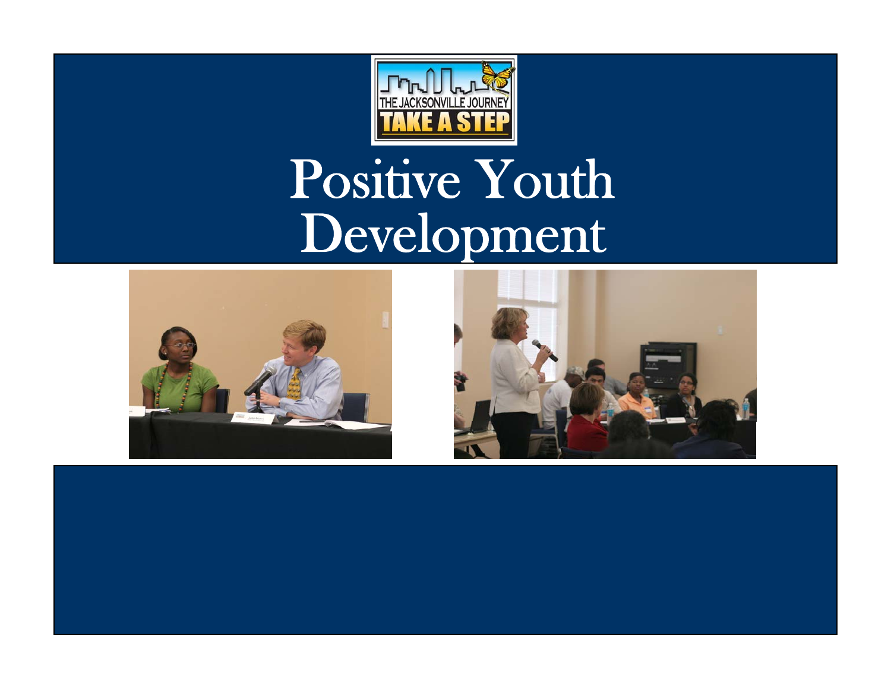# Positive Youth Development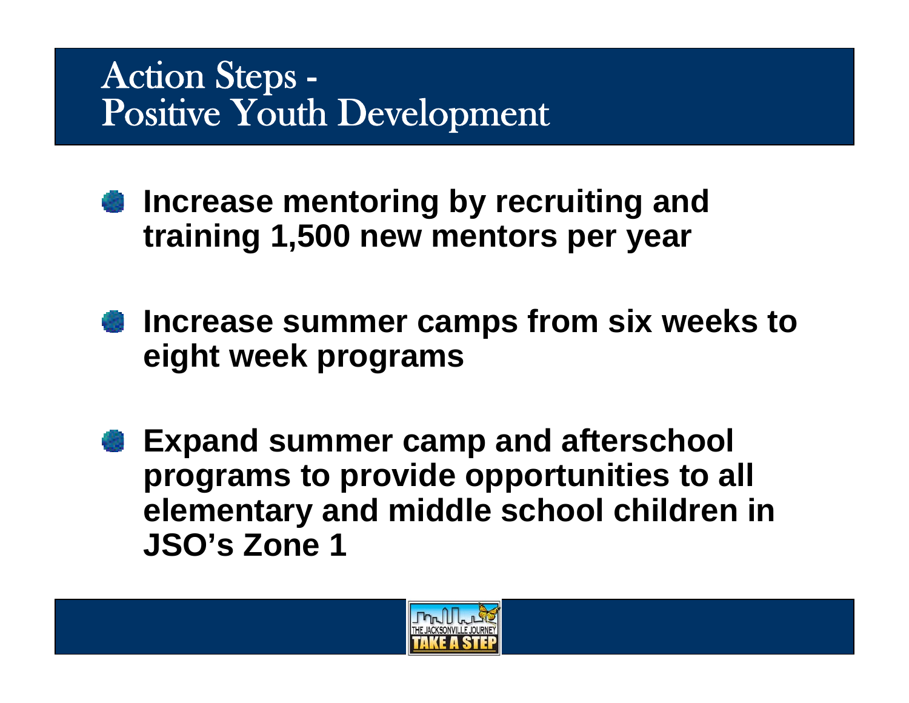# Action Steps - Positive Youth Development

- **Increase mentoring by recruiting and training 1,500 new mentors per year**
- **Increase summer camps from six weeks to eight week programs**
- **Expand summer camp and afterschool programs to provide opportunities to all elementary and middle school children in JSO's Zone 1**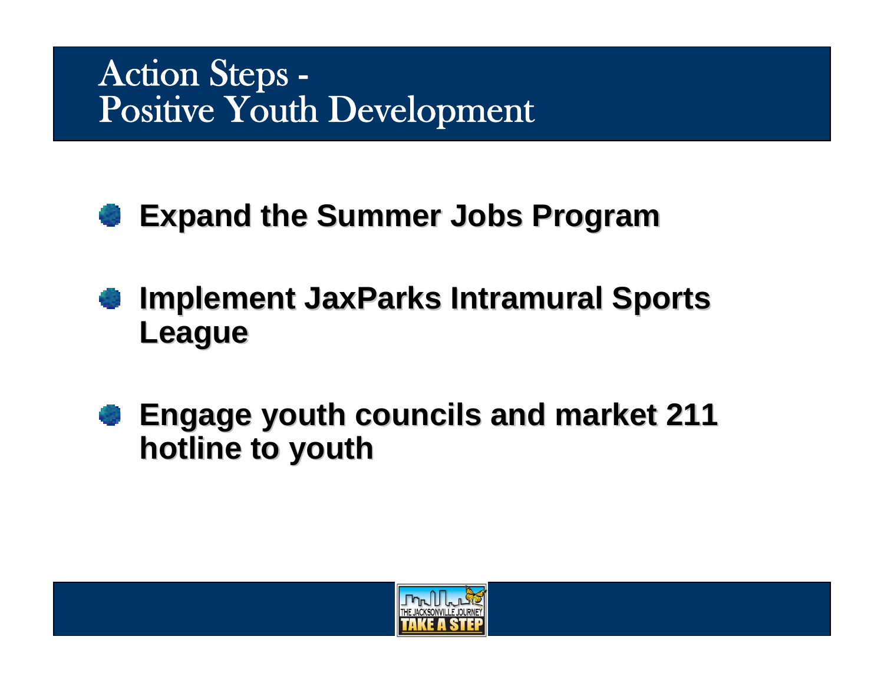# Action Steps - Positive Youth Development

- **Expand the Summer Jobs Program**
- **Implement JaxParks Intramural Sports League**
- **Engage youth councils and market 211 hotline to youth**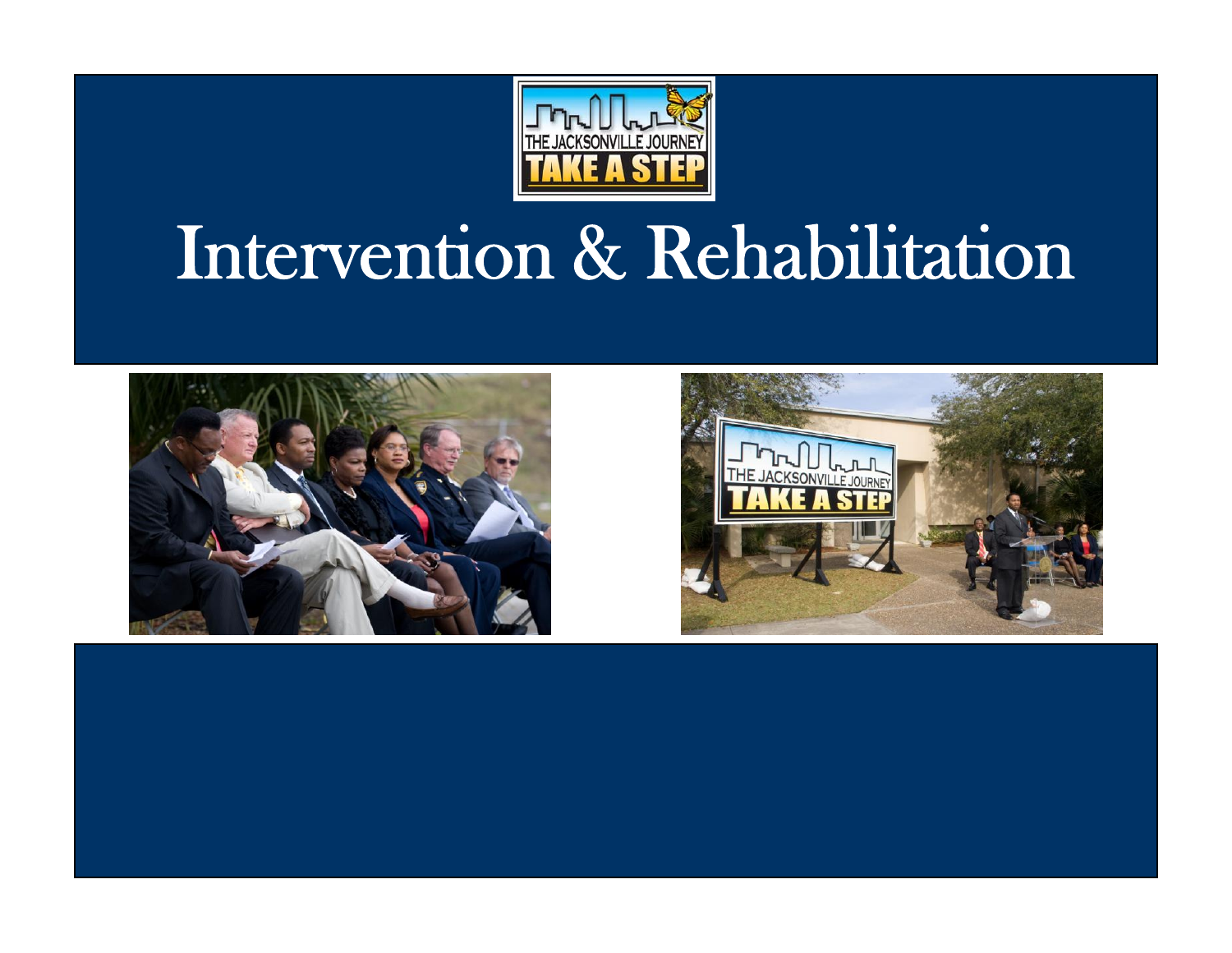# Intervention & Rehabilitation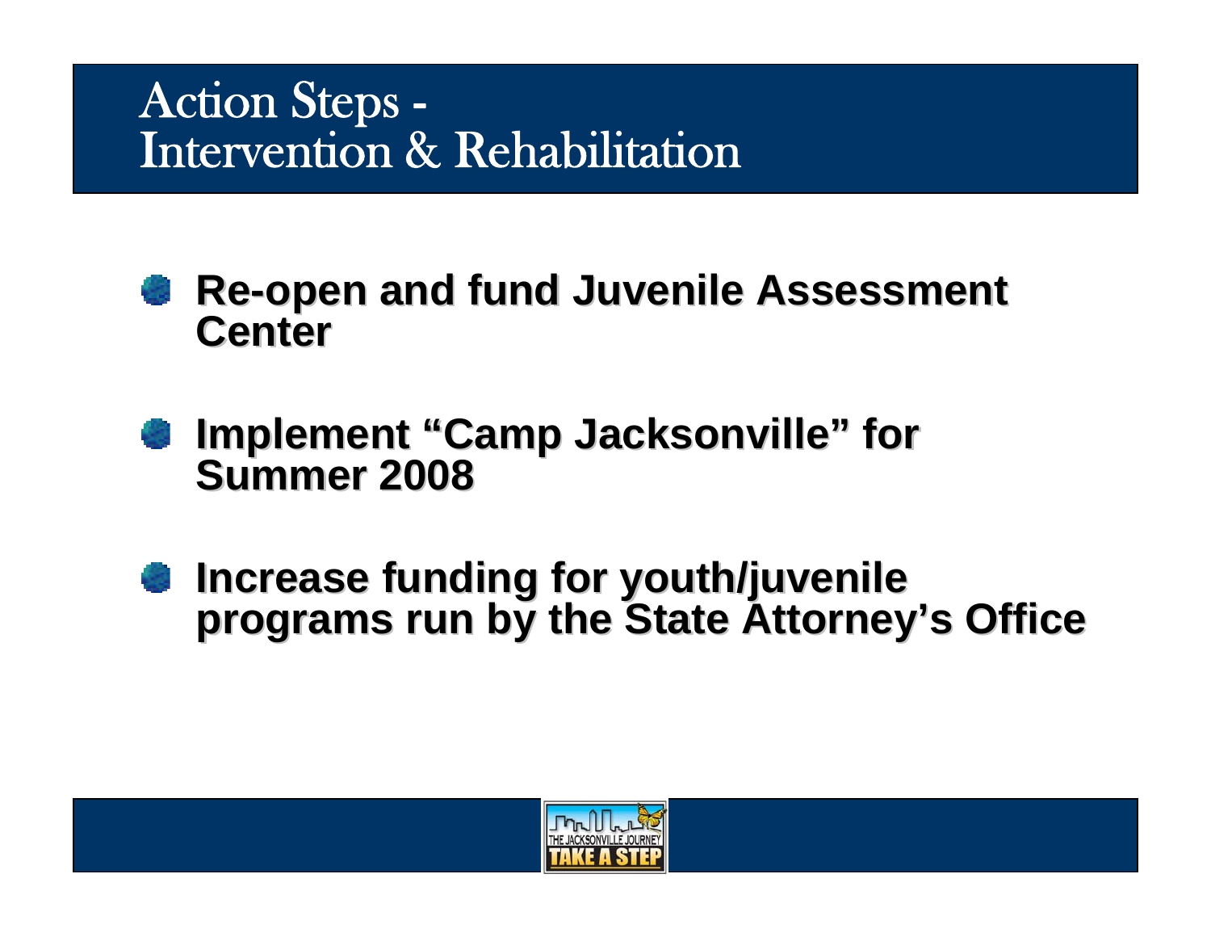# Action Steps - Intervention & Rehabilitation

- **Re-open and fund Juvenile Assessment Center**
- **Implement "Camp Jacksonville" for Summer 2008**
- **Increase funding for youth/juvenile programs run by the State Attorney's Office**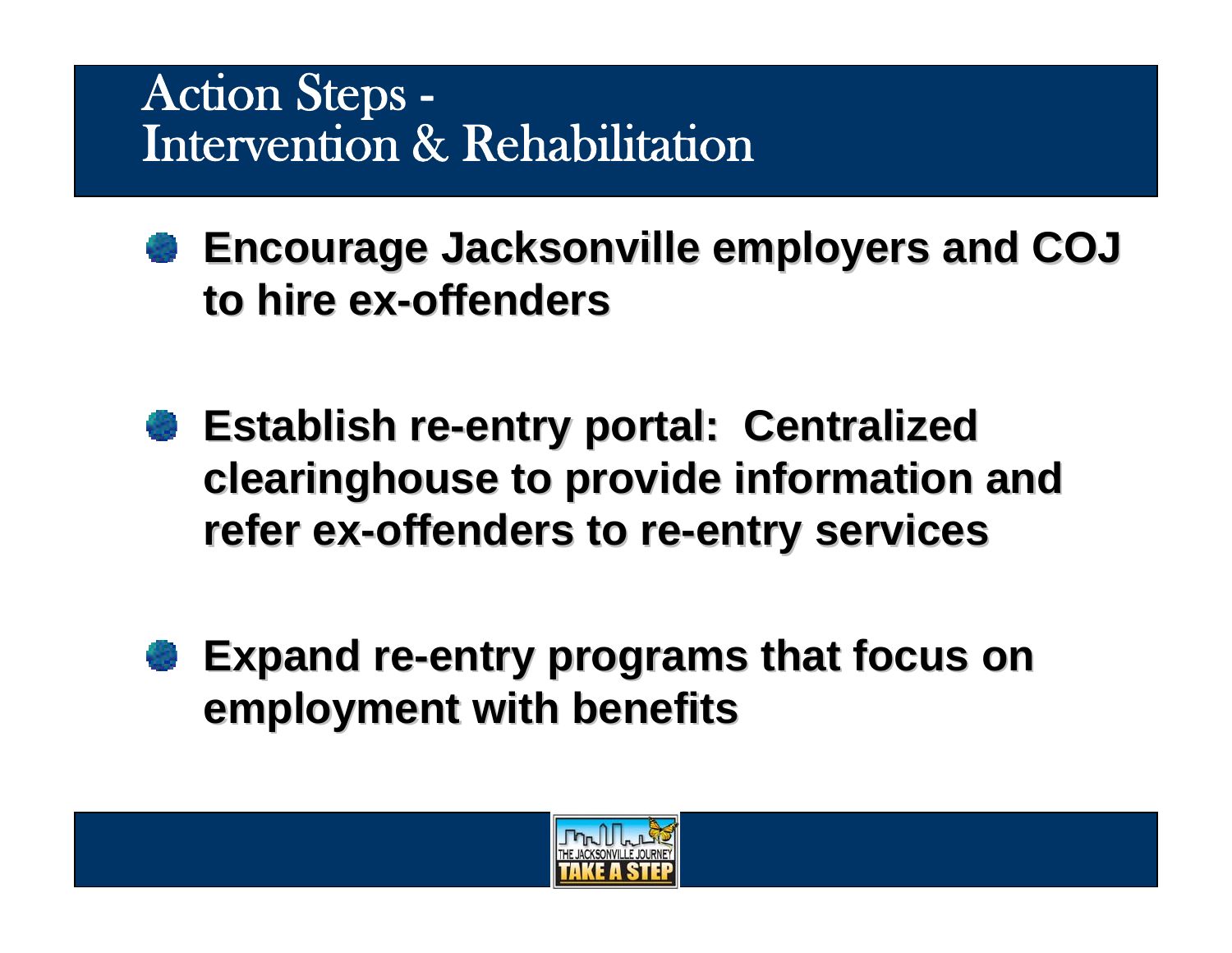# Action Steps - Intervention & Rehabilitation

- **Encourage Jacksonville employers and COJ to hire ex-offenders**
- **Establish re-entry portal: Centralized clearinghouse to provide information and refer ex-offenders to re-entry services**
- **Expand re-entry programs that focus on employment with benefits**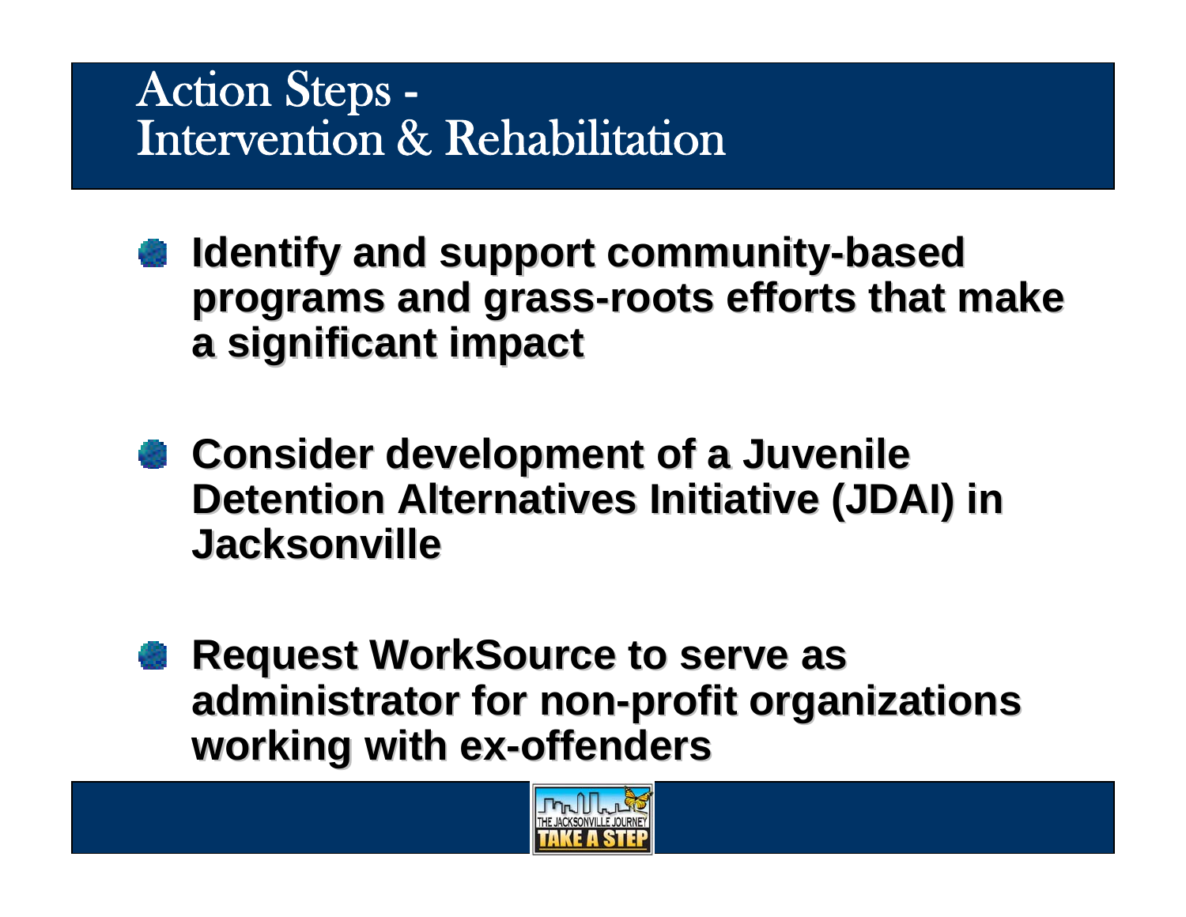# Action Steps - Intervention & Rehabilitation

- **Identify and support community-based programs and grass-roots efforts that make a significant impact**
- **Consider development of a Juvenile Detention Alternatives Initiative (JDAI) in Jacksonville**
- **Request WorkSource to serve as administrator for non-profit organizations working with ex-offenders**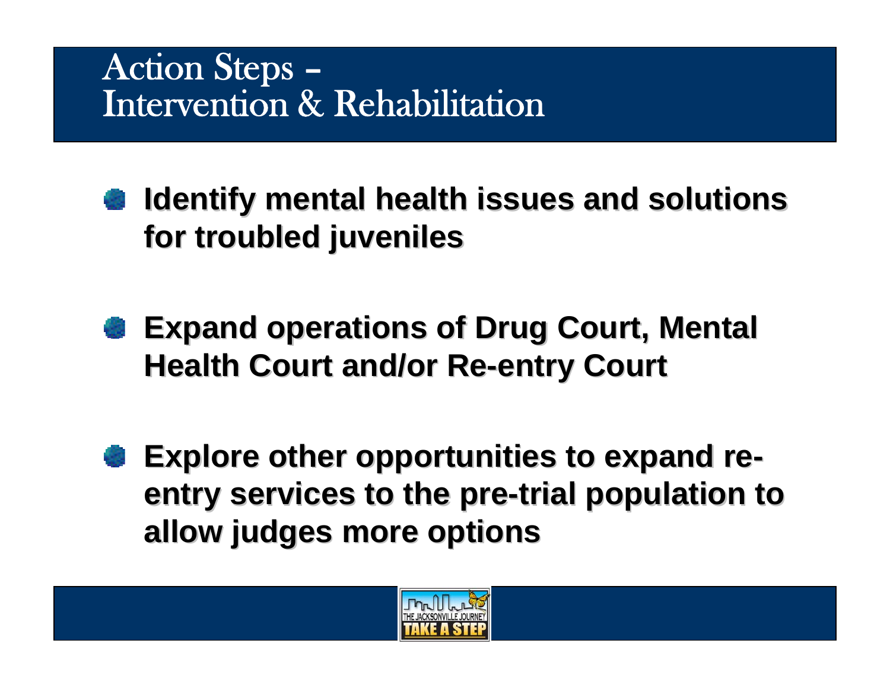# Action Steps – Intervention & Rehabilitation

- **Identify mental health issues and solutions for troubled juveniles**
- **Expand operations of Drug Court, Mental Health Court and/or Re-entry Court**
- **Explore other opportunities to expand re-entry services to the pre-trial population to allow judges more options**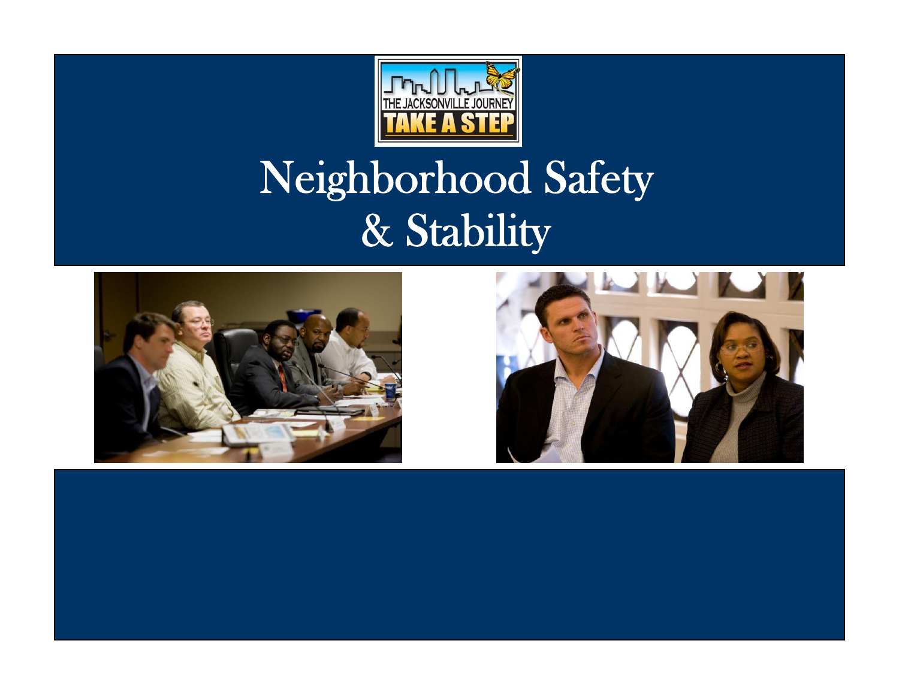# Neighborhood Safety & Stability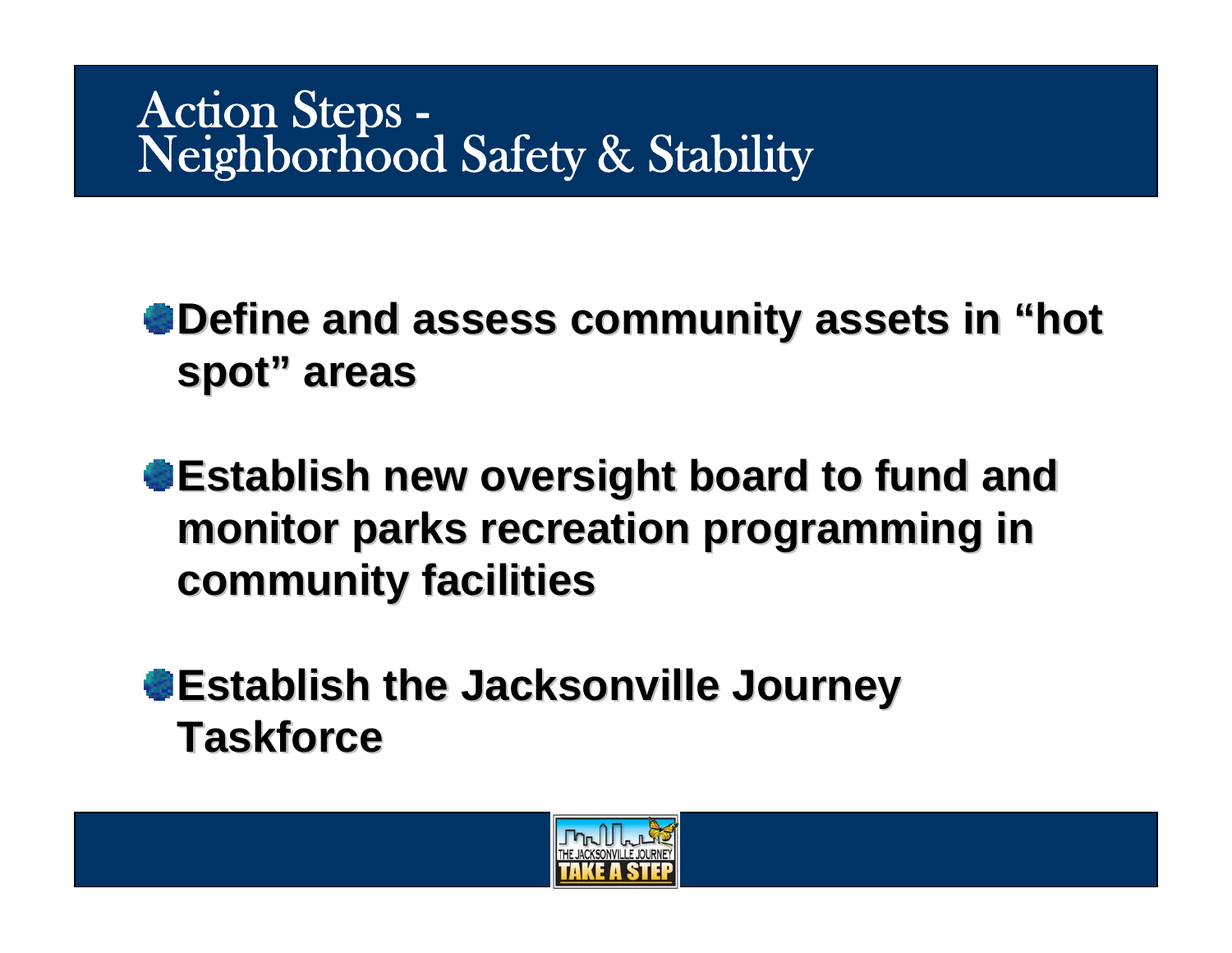# Action Steps - Neighborhood Safety & Stability

- **Define and assess community assets in “hot spot” areas**
- **Establish new oversight board to fund and monitor parks recreation programming in community facilities**
- **Establish the Jacksonville Journey Taskforce**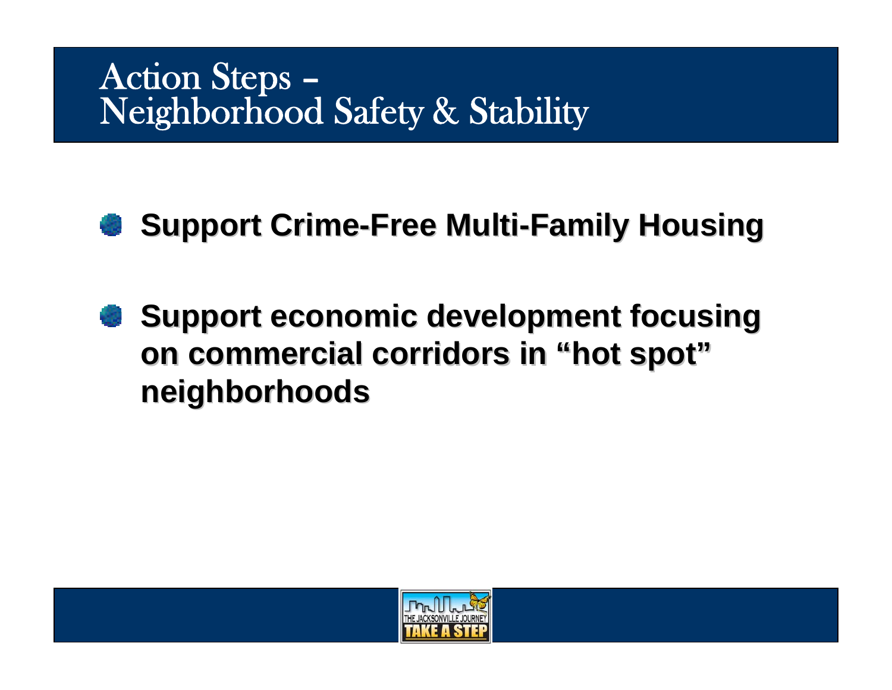# Action Steps – Neighborhood Safety & Stability

- **Support Crime-Free Multi-Family Housing**
- **Support economic development focusing on commercial corridors in "hot spot" neighborhoods**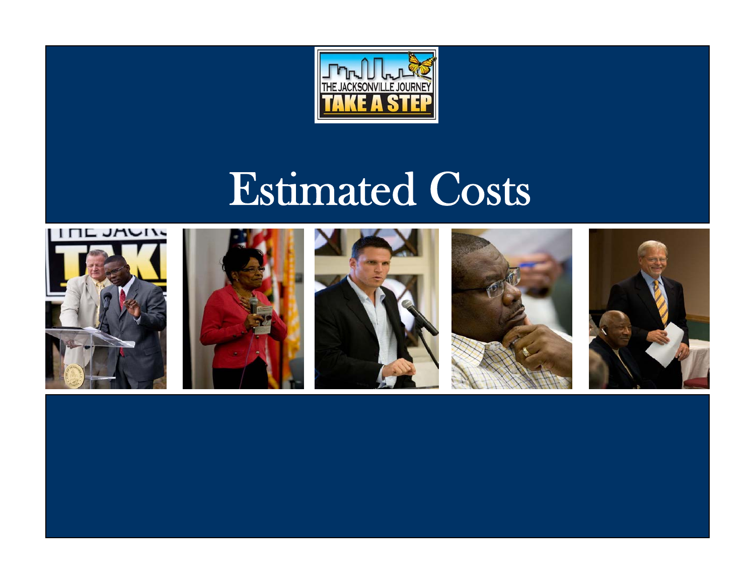THE JACKSONVILLE JOURNEY
TAKE A STEP

# Estimated Costs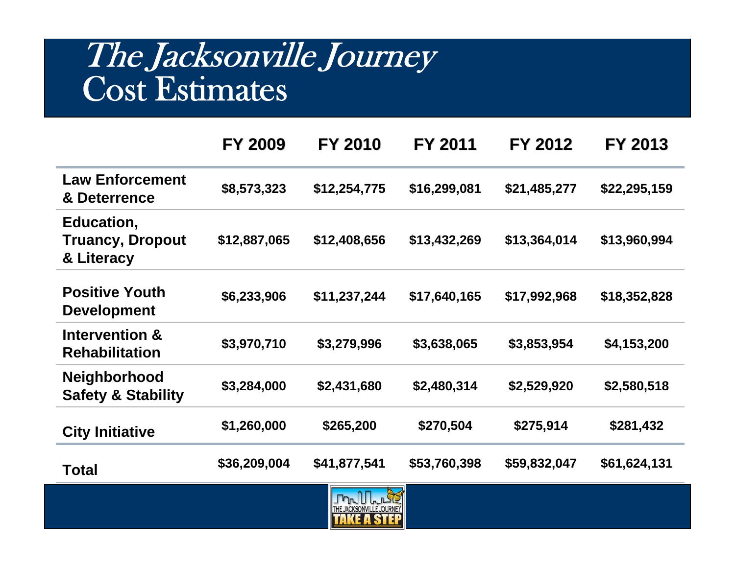# *The Jacksonville Journey*
## Cost Estimates

| | FY 2009 | FY 2010 | FY 2011 | FY 2012 | FY 2013 |
|---|---|---|---|---|---|
| **Law Enforcement & Deterrence** | $8,573,323 | $12,254,775 | $16,299,081 | $21,485,277 | $22,295,159 |
| **Education, Truancy, Dropout & Literacy** | $12,887,065 | $12,408,656 | $13,432,269 | $13,364,014 | $13,960,994 |
| **Positive Youth Development** | $6,233,906 | $11,237,244 | $17,640,165 | $17,992,968 | $18,352,828 |
| **Intervention & Rehabilitation** | $3,970,710 | $3,279,996 | $3,638,065 | $3,853,954 | $4,153,200 |
| **Neighborhood Safety & Stability** | $3,284,000 | $2,431,680 | $2,480,314 | $2,529,920 | $2,580,518 |
| **City Initiative** | $1,260,000 | $265,200 | $270,504 | $275,914 | $281,432 |
| **Total** | $36,209,004 | $41,877,541 | $53,760,398 | $59,832,047 | $61,624,131 |

THE JACKSONVILLE JOURNEY
TAKE A STEP